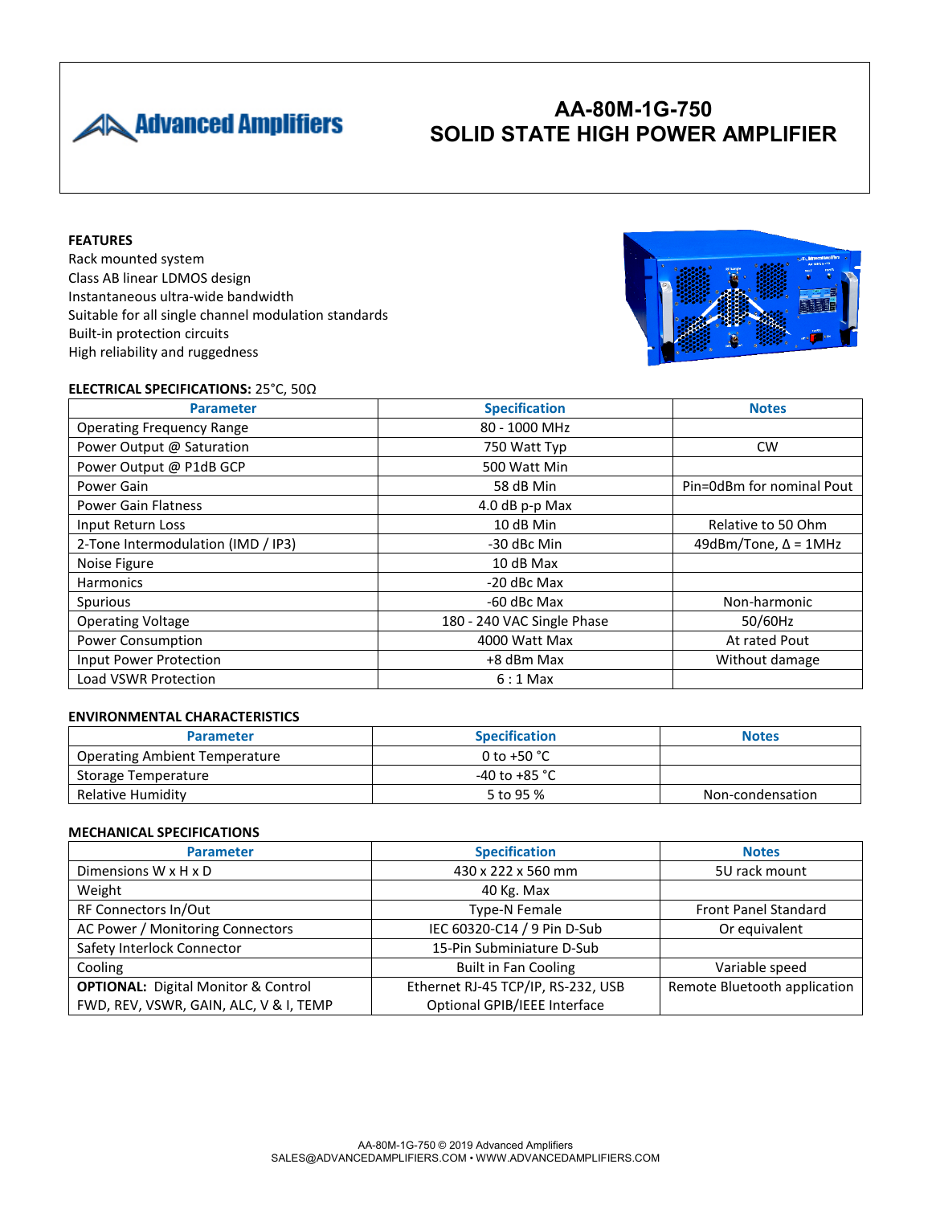# AA-80M-1G-750
# SOLID STATE HIGH POWER AMPLIFIER

Advanced Amplifiers

**FEATURES**

Rack mounted system
Class AB linear LDMOS design
Instantaneous ultra-wide bandwidth
Suitable for all single channel modulation standards
Built-in protection circuits
High reliability and ruggedness

**ELECTRICAL SPECIFICATIONS:** 25°C, 50Ω

| Parameter | Specification | Notes |
| --- | --- | --- |
| Operating Frequency Range | 80 - 1000 MHz | |
| Power Output @ Saturation | 750 Watt Typ | CW |
| Power Output @ P1dB GCP | 500 Watt Min | |
| Power Gain | 58 dB Min | Pin=0dBm for nominal Pout |
| Power Gain Flatness | 4.0 dB p-p Max | |
| Input Return Loss | 10 dB Min | Relative to 50 Ohm |
| 2-Tone Intermodulation (IMD / IP3) | -30 dBc Min | 49dBm/Tone, Δ = 1MHz |
| Noise Figure | 10 dB Max | |
| Harmonics | -20 dBc Max | |
| Spurious | -60 dBc Max | Non-harmonic |
| Operating Voltage | 180 - 240 VAC Single Phase | 50/60Hz |
| Power Consumption | 4000 Watt Max | At rated Pout |
| Input Power Protection | +8 dBm Max | Without damage |
| Load VSWR Protection | 6 : 1 Max | |

**ENVIRONMENTAL CHARACTERISTICS**

| Parameter | Specification | Notes |
| --- | --- | --- |
| Operating Ambient Temperature | 0 to +50 °C | |
| Storage Temperature | -40 to +85 °C | |
| Relative Humidity | 5 to 95 % | Non-condensation |

**MECHANICAL SPECIFICATIONS**

| Parameter | Specification | Notes |
| --- | --- | --- |
| Dimensions W x H x D | 430 x 222 x 560 mm | 5U rack mount |
| Weight | 40 Kg. Max | |
| RF Connectors In/Out | Type-N Female | Front Panel Standard |
| AC Power / Monitoring Connectors | IEC 60320-C14 / 9 Pin D-Sub | Or equivalent |
| Safety Interlock Connector | 15-Pin Subminiature D-Sub | |
| Cooling | Built in Fan Cooling | Variable speed |
| **OPTIONAL:** Digital Monitor & Control FWD, REV, VSWR, GAIN, ALC, V & I, TEMP | Ethernet RJ-45 TCP/IP, RS-232, USB Optional GPIB/IEEE Interface | Remote Bluetooth application |

AA-80M-1G-750 © 2019 Advanced Amplifiers
SALES@ADVANCEDAMPLIFIERS.COM • WWW.ADVANCEDAMPLIFIERS.COM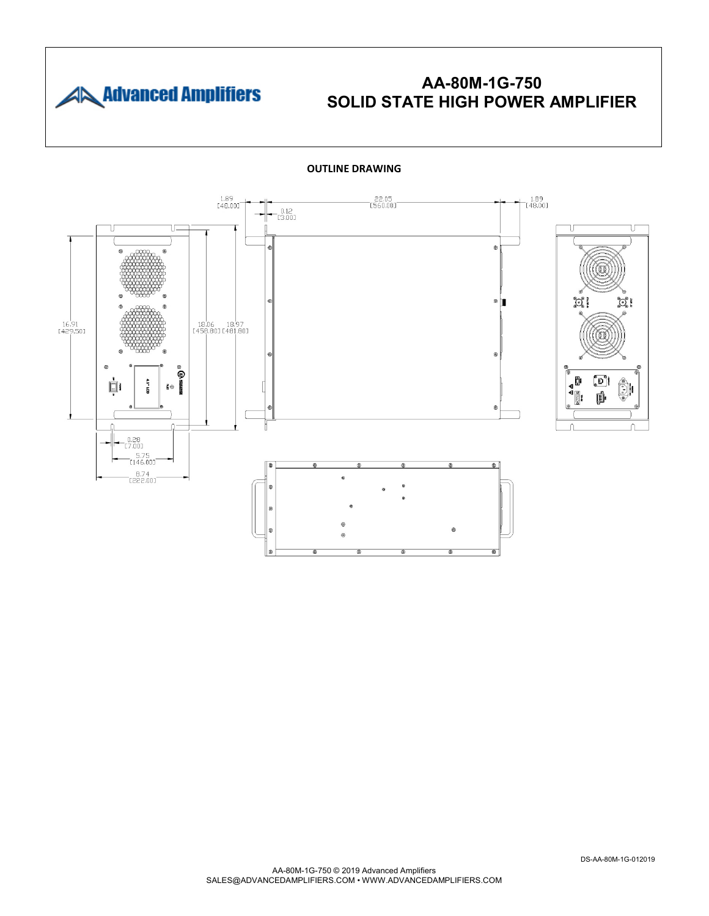# AA-80M-1G-750
# SOLID STATE HIGH POWER AMPLIFIER

**OUTLINE DRAWING**

1.89
[48.00]

22.05
[560.00]

1.89
[48.00]

0.12
[3.00]

16.91
[429.50]

18.06
[458.80]

18.97
[481.80]

0.28
[7.00]

5.75
[146.00]

8.74
[222.00]

4.1" LCD

DS-AA-80M-1G-012019

AA-80M-1G-750 © 2019 Advanced Amplifiers
SALES@ADVANCEDAMPLIFIERS.COM • WWW.ADVANCEDAMPLIFIERS.COM